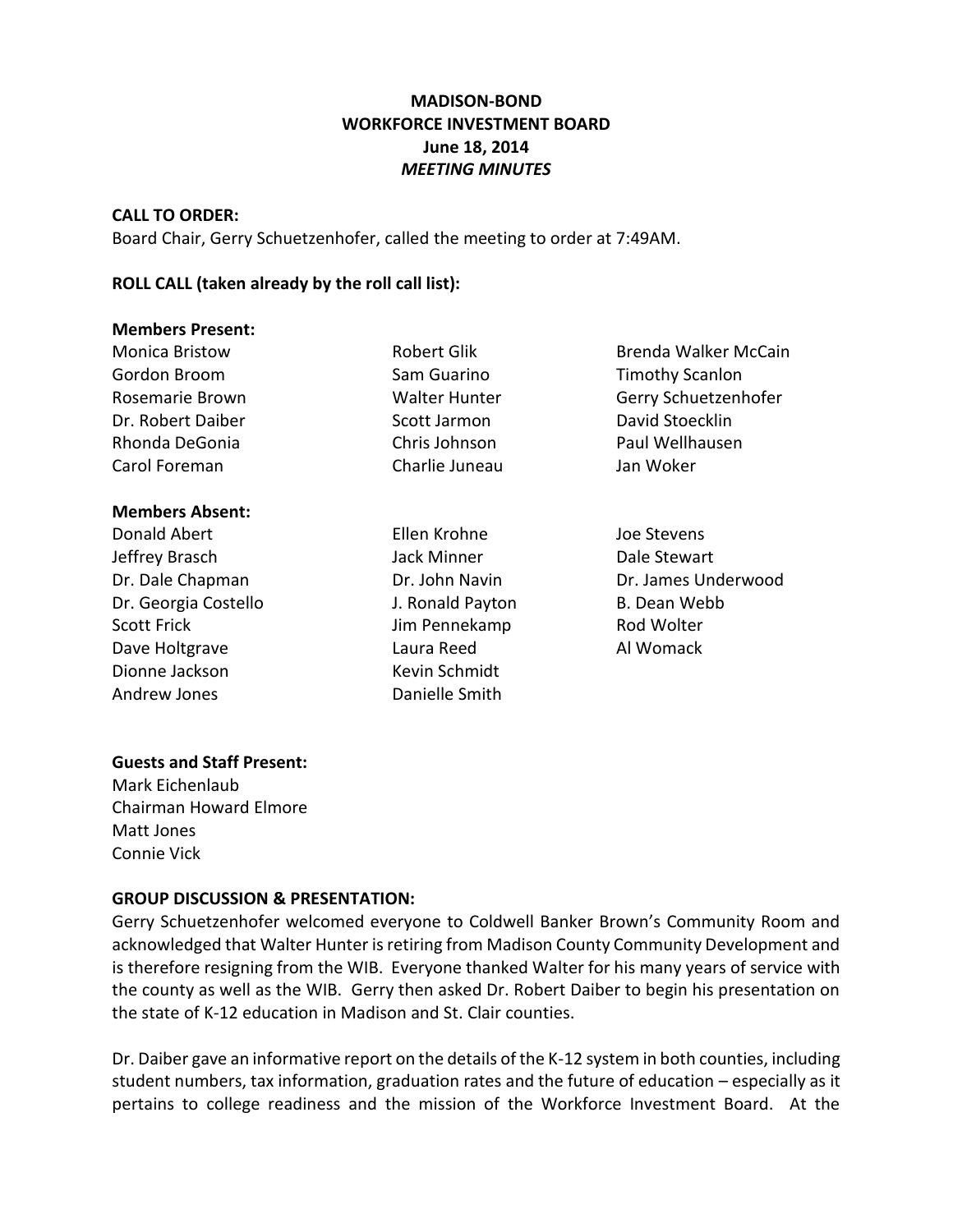# MADISON-BOND
## WORKFORCE INVESTMENT BOARD
### June 18, 2014
### *MEETING MINUTES*

**CALL TO ORDER:**

Board Chair, Gerry Schuetzenhofer, called the meeting to order at 7:49AM.

**ROLL CALL (taken already by the roll call list):**

**Members Present:**

Monica Bristow
Gordon Broom
Rosemarie Brown
Dr. Robert Daiber
Rhonda DeGonia
Carol Foreman
Robert Glik
Sam Guarino
Walter Hunter
Scott Jarmon
Chris Johnson
Charlie Juneau
Brenda Walker McCain
Timothy Scanlon
Gerry Schuetzenhofer
David Stoecklin
Paul Wellhausen
Jan Woker

**Members Absent:**

Donald Abert
Jeffrey Brasch
Dr. Dale Chapman
Dr. Georgia Costello
Scott Frick
Dave Holtgrave
Dionne Jackson
Andrew Jones
Ellen Krohne
Jack Minner
Dr. John Navin
J. Ronald Payton
Jim Pennekamp
Laura Reed
Kevin Schmidt
Danielle Smith
Joe Stevens
Dale Stewart
Dr. James Underwood
B. Dean Webb
Rod Wolter
Al Womack

**Guests and Staff Present:**

Mark Eichenlaub
Chairman Howard Elmore
Matt Jones
Connie Vick

**GROUP DISCUSSION & PRESENTATION:**

Gerry Schuetzenhofer welcomed everyone to Coldwell Banker Brown's Community Room and acknowledged that Walter Hunter is retiring from Madison County Community Development and is therefore resigning from the WIB. Everyone thanked Walter for his many years of service with the county as well as the WIB. Gerry then asked Dr. Robert Daiber to begin his presentation on the state of K-12 education in Madison and St. Clair counties.

Dr. Daiber gave an informative report on the details of the K-12 system in both counties, including student numbers, tax information, graduation rates and the future of education – especially as it pertains to college readiness and the mission of the Workforce Investment Board. At the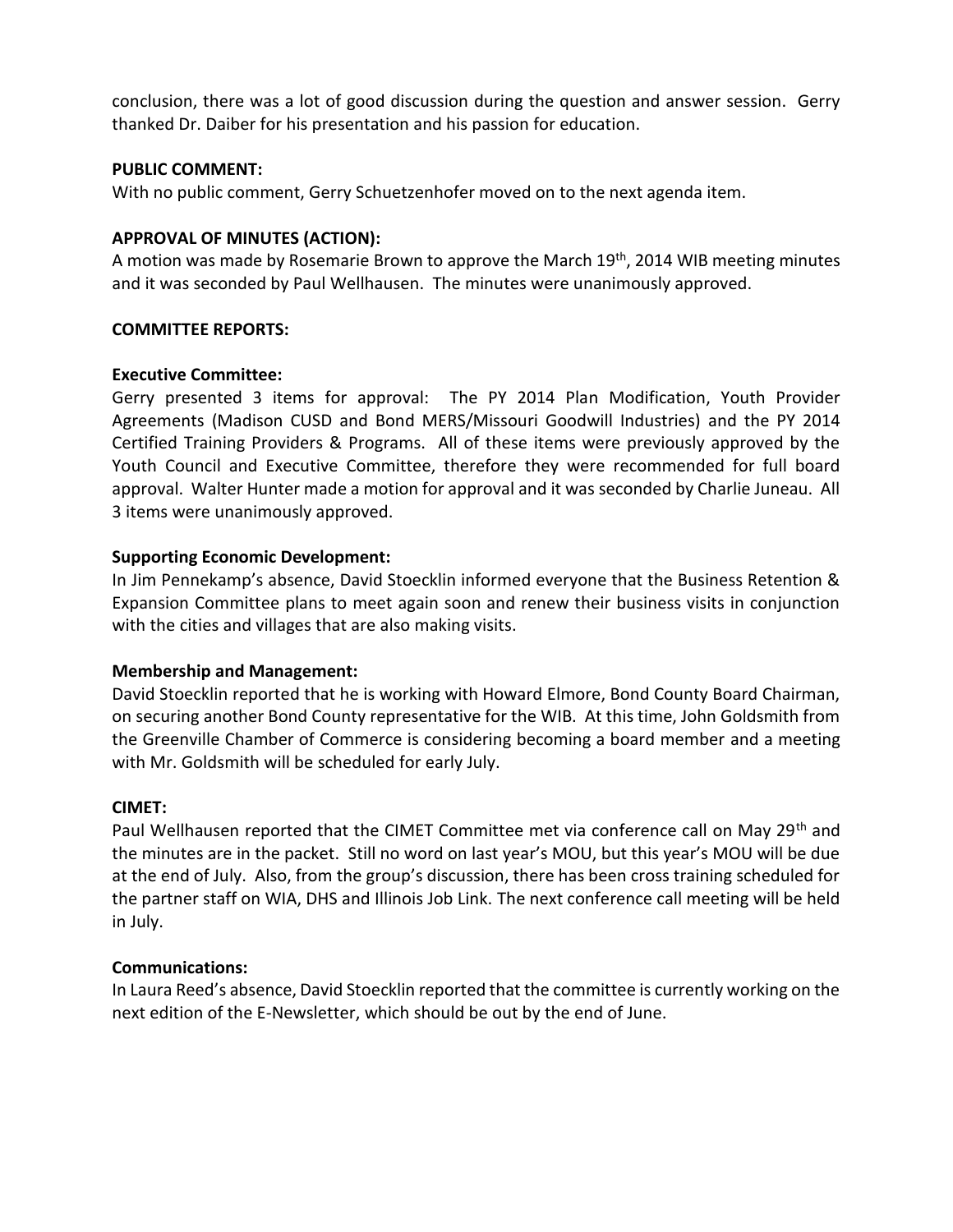conclusion, there was a lot of good discussion during the question and answer session. Gerry thanked Dr. Daiber for his presentation and his passion for education.

**PUBLIC COMMENT:**

With no public comment, Gerry Schuetzenhofer moved on to the next agenda item.

**APPROVAL OF MINUTES (ACTION):**

A motion was made by Rosemarie Brown to approve the March 19th, 2014 WIB meeting minutes and it was seconded by Paul Wellhausen. The minutes were unanimously approved.

**COMMITTEE REPORTS:**

**Executive Committee:**

Gerry presented 3 items for approval: The PY 2014 Plan Modification, Youth Provider Agreements (Madison CUSD and Bond MERS/Missouri Goodwill Industries) and the PY 2014 Certified Training Providers & Programs. All of these items were previously approved by the Youth Council and Executive Committee, therefore they were recommended for full board approval. Walter Hunter made a motion for approval and it was seconded by Charlie Juneau. All 3 items were unanimously approved.

**Supporting Economic Development:**

In Jim Pennekamp's absence, David Stoecklin informed everyone that the Business Retention & Expansion Committee plans to meet again soon and renew their business visits in conjunction with the cities and villages that are also making visits.

**Membership and Management:**

David Stoecklin reported that he is working with Howard Elmore, Bond County Board Chairman, on securing another Bond County representative for the WIB. At this time, John Goldsmith from the Greenville Chamber of Commerce is considering becoming a board member and a meeting with Mr. Goldsmith will be scheduled for early July.

**CIMET:**

Paul Wellhausen reported that the CIMET Committee met via conference call on May 29th and the minutes are in the packet. Still no word on last year's MOU, but this year's MOU will be due at the end of July. Also, from the group's discussion, there has been cross training scheduled for the partner staff on WIA, DHS and Illinois Job Link. The next conference call meeting will be held in July.

**Communications:**

In Laura Reed's absence, David Stoecklin reported that the committee is currently working on the next edition of the E-Newsletter, which should be out by the end of June.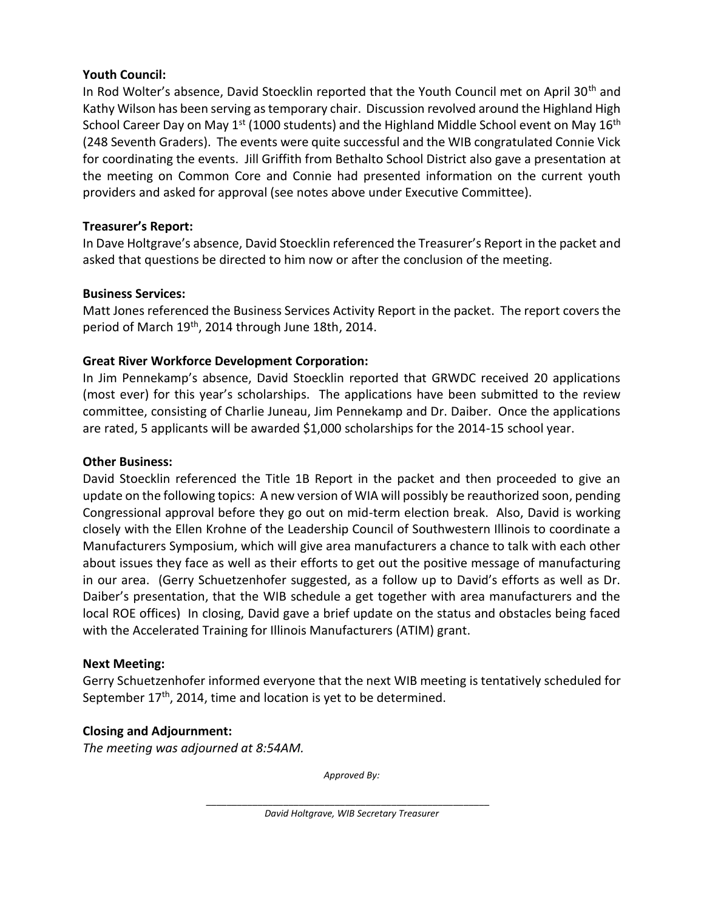**Youth Council:**

In Rod Wolter's absence, David Stoecklin reported that the Youth Council met on April 30th and Kathy Wilson has been serving as temporary chair. Discussion revolved around the Highland High School Career Day on May 1st (1000 students) and the Highland Middle School event on May 16th (248 Seventh Graders). The events were quite successful and the WIB congratulated Connie Vick for coordinating the events. Jill Griffith from Bethalto School District also gave a presentation at the meeting on Common Core and Connie had presented information on the current youth providers and asked for approval (see notes above under Executive Committee).

**Treasurer's Report:**

In Dave Holtgrave's absence, David Stoecklin referenced the Treasurer's Report in the packet and asked that questions be directed to him now or after the conclusion of the meeting.

**Business Services:**

Matt Jones referenced the Business Services Activity Report in the packet. The report covers the period of March 19th, 2014 through June 18th, 2014.

**Great River Workforce Development Corporation:**

In Jim Pennekamp's absence, David Stoecklin reported that GRWDC received 20 applications (most ever) for this year's scholarships. The applications have been submitted to the review committee, consisting of Charlie Juneau, Jim Pennekamp and Dr. Daiber. Once the applications are rated, 5 applicants will be awarded $1,000 scholarships for the 2014-15 school year.

**Other Business:**

David Stoecklin referenced the Title 1B Report in the packet and then proceeded to give an update on the following topics: A new version of WIA will possibly be reauthorized soon, pending Congressional approval before they go out on mid-term election break. Also, David is working closely with the Ellen Krohne of the Leadership Council of Southwestern Illinois to coordinate a Manufacturers Symposium, which will give area manufacturers a chance to talk with each other about issues they face as well as their efforts to get out the positive message of manufacturing in our area. (Gerry Schuetzenhofer suggested, as a follow up to David's efforts as well as Dr. Daiber's presentation, that the WIB schedule a get together with area manufacturers and the local ROE offices) In closing, David gave a brief update on the status and obstacles being faced with the Accelerated Training for Illinois Manufacturers (ATIM) grant.

**Next Meeting:**

Gerry Schuetzenhofer informed everyone that the next WIB meeting is tentatively scheduled for September 17th, 2014, time and location is yet to be determined.

**Closing and Adjournment:**

*The meeting was adjourned at 8:54AM.*

*Approved By:*

\_\_\_\_\_\_\_\_\_\_\_\_\_\_\_\_\_\_\_\_\_\_\_\_\_\_\_\_\_\_\_\_\_\_\_\_\_\_\_\_\_\_\_\_\_\_\_\_

*David Holtgrave, WIB Secretary Treasurer*